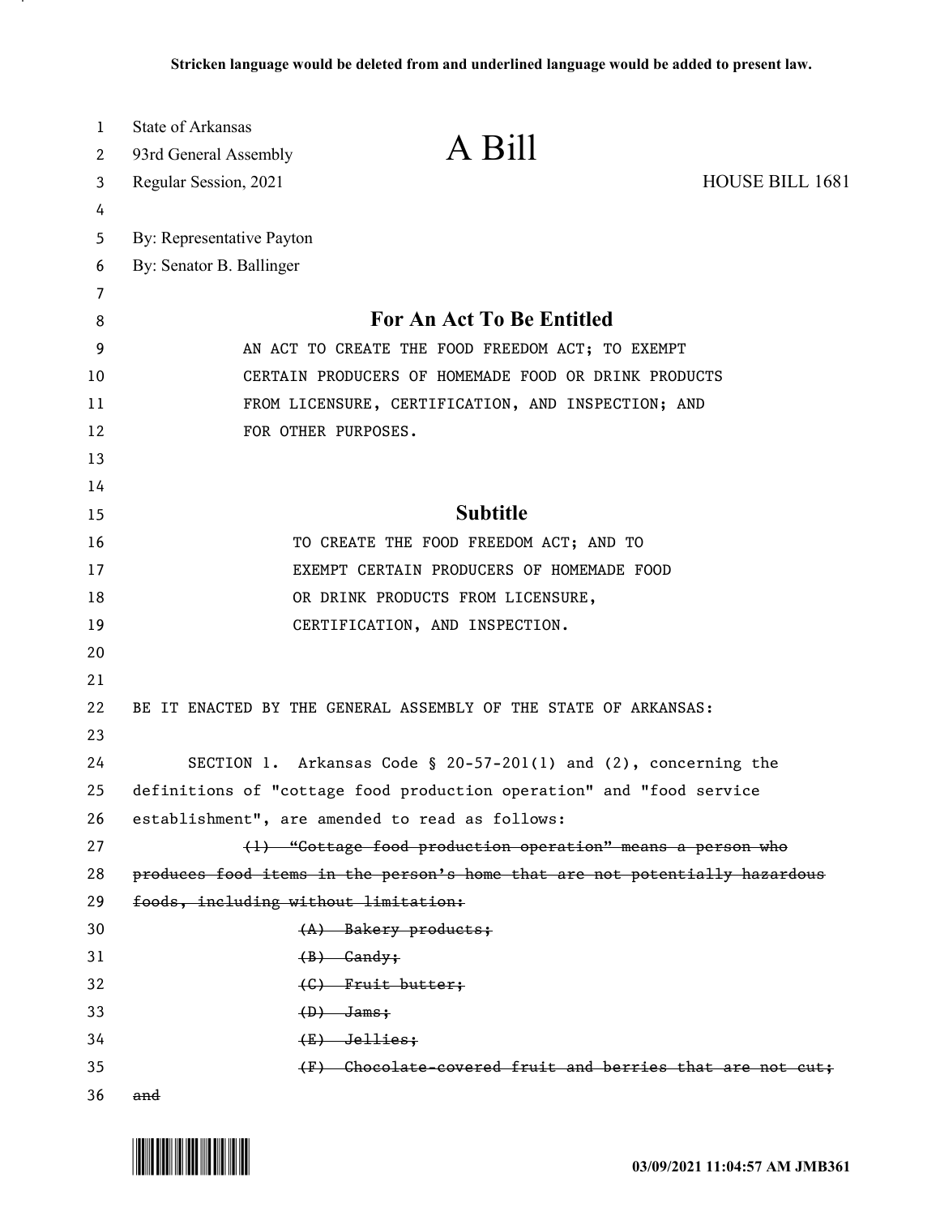Stricken language would be deleted from and underlined language would be added to present law.

State of Arkansas
93rd General Assembly
Regular Session, 2021

# A Bill

HOUSE BILL 1681

By: Representative Payton
By: Senator B. Ballinger

## For An Act To Be Entitled

AN ACT TO CREATE THE FOOD FREEDOM ACT; TO EXEMPT CERTAIN PRODUCERS OF HOMEMADE FOOD OR DRINK PRODUCTS FROM LICENSURE, CERTIFICATION, AND INSPECTION; AND FOR OTHER PURPOSES.

## Subtitle

TO CREATE THE FOOD FREEDOM ACT; AND TO EXEMPT CERTAIN PRODUCERS OF HOMEMADE FOOD OR DRINK PRODUCTS FROM LICENSURE, CERTIFICATION, AND INSPECTION.

BE IT ENACTED BY THE GENERAL ASSEMBLY OF THE STATE OF ARKANSAS:

SECTION 1. Arkansas Code § 20-57-201(1) and (2), concerning the definitions of "cottage food production operation" and "food service establishment", are amended to read as follows:

~~(1) "Cottage food production operation" means a person who produces food items in the person's home that are not potentially hazardous foods, including without limitation:~~

~~(A) Bakery products;~~

~~(B) Candy;~~

~~(C) Fruit butter;~~

~~(D) Jams;~~

~~(E) Jellies;~~

~~(F) Chocolate-covered fruit and berries that are not cut; and~~

03/09/2021 11:04:57 AM JMB361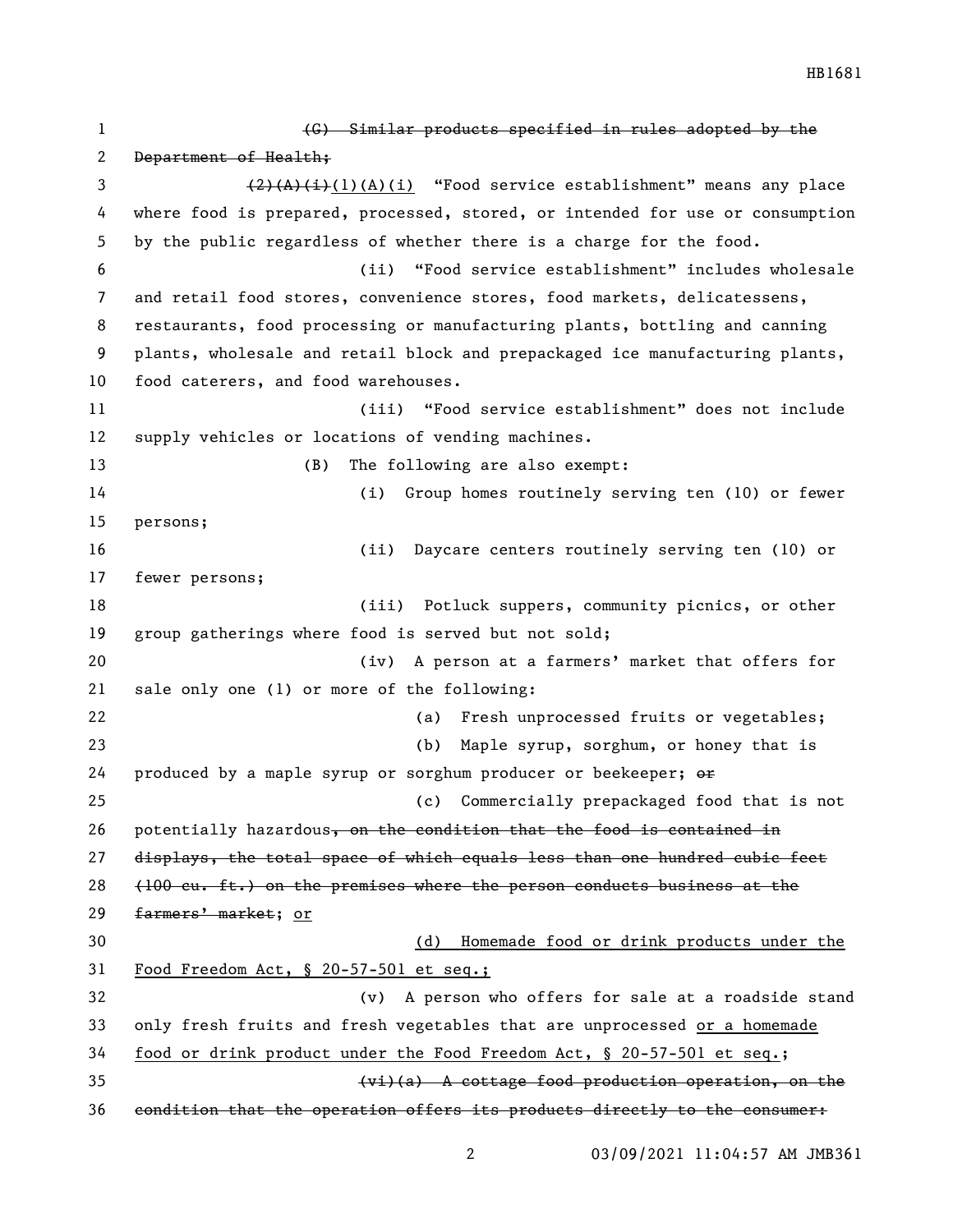~~(G) Similar products specified in rules adopted by the Department of Health;~~

~~(2)(A)(i)~~<u>(1)(A)(i)</u> "Food service establishment" means any place where food is prepared, processed, stored, or intended for use or consumption by the public regardless of whether there is a charge for the food.

(ii) "Food service establishment" includes wholesale and retail food stores, convenience stores, food markets, delicatessens, restaurants, food processing or manufacturing plants, bottling and canning plants, wholesale and retail block and prepackaged ice manufacturing plants, food caterers, and food warehouses.

(iii) "Food service establishment" does not include supply vehicles or locations of vending machines.

(B) The following are also exempt:

(i) Group homes routinely serving ten (10) or fewer persons;

(ii) Daycare centers routinely serving ten (10) or fewer persons;

(iii) Potluck suppers, community picnics, or other group gatherings where food is served but not sold;

(iv) A person at a farmers' market that offers for sale only one (1) or more of the following:

(a) Fresh unprocessed fruits or vegetables;

(b) Maple syrup, sorghum, or honey that is produced by a maple syrup or sorghum producer or beekeeper; ~~or~~

(c) Commercially prepackaged food that is not potentially hazardous~~, on the condition that the food is contained in displays, the total space of which equals less than one hundred cubic feet (100 cu. ft.) on the premises where the person conducts business at the farmers' market~~; <u>or</u>

<u>(d) Homemade food or drink products under the Food Freedom Act, § 20-57-501 et seq.;</u>

(v) A person who offers for sale at a roadside stand only fresh fruits and fresh vegetables that are unprocessed <u>or a homemade food or drink product under the Food Freedom Act, § 20-57-501 et seq.</u>;

~~(vi)(a) A cottage food production operation, on the condition that the operation offers its products directly to the consumer:~~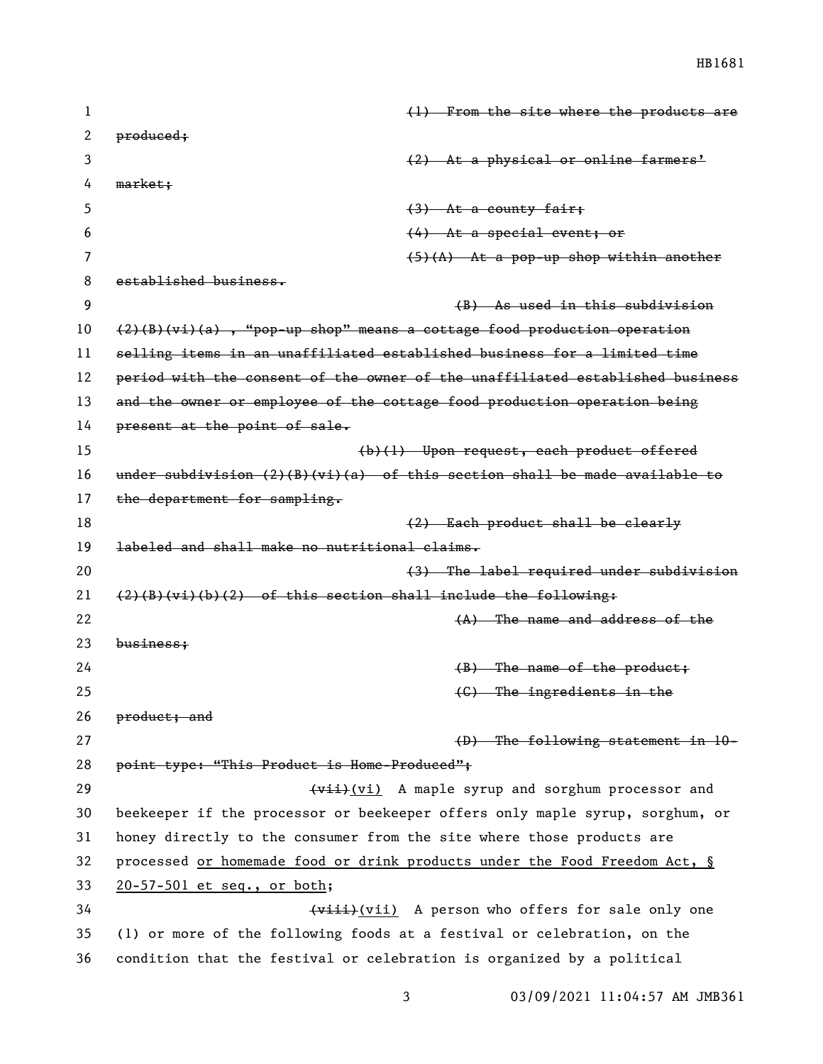~~(1) From the site where the products are produced;~~

~~(2) At a physical or online farmers' market;~~

~~(3) At a county fair;~~

~~(4) At a special event; or~~

~~(5)(A) At a pop-up shop within another established business.~~

~~(B) As used in this subdivision (2)(B)(vi)(a) , "pop-up shop" means a cottage food production operation selling items in an unaffiliated established business for a limited time period with the consent of the owner of the unaffiliated established business and the owner or employee of the cottage food production operation being present at the point of sale.~~

~~(b)(1) Upon request, each product offered under subdivision (2)(B)(vi)(a) of this section shall be made available to the department for sampling.~~

~~(2) Each product shall be clearly labeled and shall make no nutritional claims.~~

~~(3) The label required under subdivision (2)(B)(vi)(b)(2) of this section shall include the following:~~

~~(A) The name and address of the business;~~

~~(B) The name of the product;~~

~~(C) The ingredients in the product; and~~

~~(D) The following statement in 10-point type: "This Product is Home-Produced";~~

~~(vii)~~(vi) A maple syrup and sorghum processor and beekeeper if the processor or beekeeper offers only maple syrup, sorghum, or honey directly to the consumer from the site where those products are processed <u>or homemade food or drink products under the Food Freedom Act, § 20-57-501 et seq., or both</u>;

~~(viii)~~(vii) A person who offers for sale only one (1) or more of the following foods at a festival or celebration, on the condition that the festival or celebration is organized by a political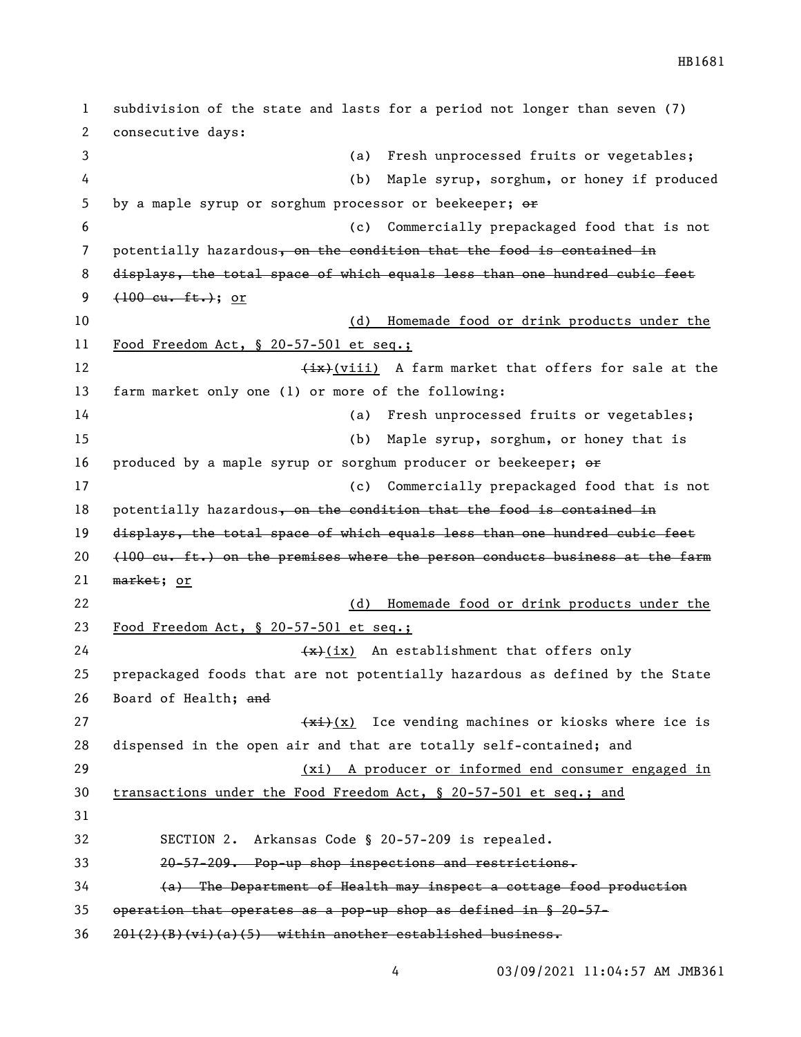subdivision of the state and lasts for a period not longer than seven (7) consecutive days:

(a) Fresh unprocessed fruits or vegetables;

(b) Maple syrup, sorghum, or honey if produced by a maple syrup or sorghum processor or beekeeper; ~~or~~

(c) Commercially prepackaged food that is not potentially hazardous~~, on the condition that the food is contained in displays, the total space of which equals less than one hundred cubic feet (100 cu. ft.)~~; or

(d) Homemade food or drink products under the Food Freedom Act, § 20-57-501 et seq.;

~~(ix)~~(viii) A farm market that offers for sale at the farm market only one (1) or more of the following:

(a) Fresh unprocessed fruits or vegetables;

(b) Maple syrup, sorghum, or honey that is produced by a maple syrup or sorghum producer or beekeeper; ~~or~~

(c) Commercially prepackaged food that is not potentially hazardous~~, on the condition that the food is contained in displays, the total space of which equals less than one hundred cubic feet (100 cu. ft.) on the premises where the person conducts business at the farm market~~; or

(d) Homemade food or drink products under the Food Freedom Act, § 20-57-501 et seq.;

~~(x)~~(ix) An establishment that offers only prepackaged foods that are not potentially hazardous as defined by the State Board of Health; ~~and~~

~~(xi)~~(x) Ice vending machines or kiosks where ice is dispensed in the open air and that are totally self-contained; and

(xi) A producer or informed end consumer engaged in transactions under the Food Freedom Act, § 20-57-501 et seq.; and

SECTION 2. Arkansas Code § 20-57-209 is repealed.

~~20-57-209. Pop-up shop inspections and restrictions.~~

~~(a) The Department of Health may inspect a cottage food production operation that operates as a pop-up shop as defined in § 20-57-201(2)(B)(vi)(a)(5) within another established business.~~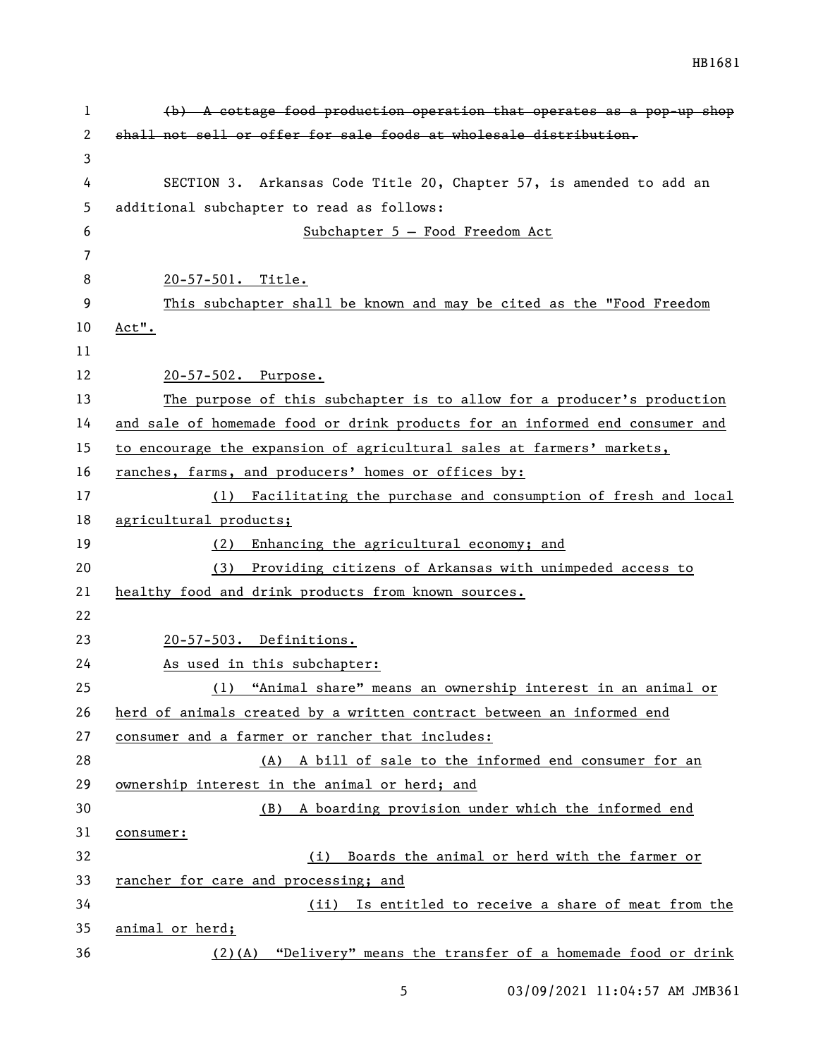~~(b) A cottage food production operation that operates as a pop-up shop shall not sell or offer for sale foods at wholesale distribution.~~

SECTION 3. Arkansas Code Title 20, Chapter 57, is amended to add an additional subchapter to read as follows:

Subchapter 5 – Food Freedom Act

20-57-501. Title.

This subchapter shall be known and may be cited as the "Food Freedom Act".

20-57-502. Purpose.

The purpose of this subchapter is to allow for a producer's production and sale of homemade food or drink products for an informed end consumer and to encourage the expansion of agricultural sales at farmers' markets, ranches, farms, and producers' homes or offices by:

(1) Facilitating the purchase and consumption of fresh and local agricultural products;

(2) Enhancing the agricultural economy; and

(3) Providing citizens of Arkansas with unimpeded access to healthy food and drink products from known sources.

20-57-503. Definitions.

As used in this subchapter:

(1) "Animal share" means an ownership interest in an animal or herd of animals created by a written contract between an informed end consumer and a farmer or rancher that includes:

(A) A bill of sale to the informed end consumer for an ownership interest in the animal or herd; and

(B) A boarding provision under which the informed end consumer:

(i) Boards the animal or herd with the farmer or rancher for care and processing; and

(ii) Is entitled to receive a share of meat from the animal or herd;

(2)(A) "Delivery" means the transfer of a homemade food or drink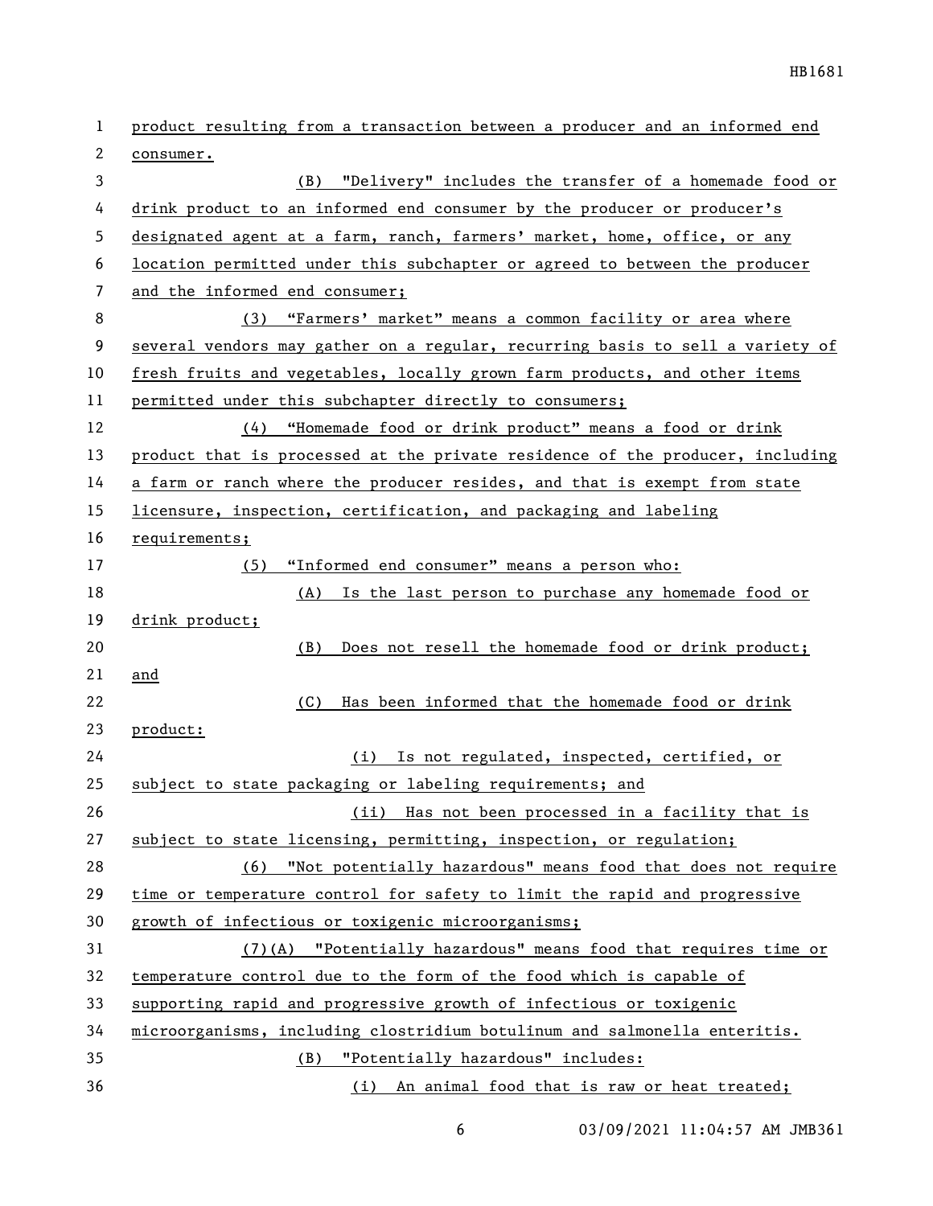product resulting from a transaction between a producer and an informed end consumer.

(B) "Delivery" includes the transfer of a homemade food or drink product to an informed end consumer by the producer or producer's designated agent at a farm, ranch, farmers' market, home, office, or any location permitted under this subchapter or agreed to between the producer and the informed end consumer;

(3) "Farmers' market" means a common facility or area where several vendors may gather on a regular, recurring basis to sell a variety of fresh fruits and vegetables, locally grown farm products, and other items permitted under this subchapter directly to consumers;

(4) "Homemade food or drink product" means a food or drink product that is processed at the private residence of the producer, including a farm or ranch where the producer resides, and that is exempt from state licensure, inspection, certification, and packaging and labeling requirements;

(5) "Informed end consumer" means a person who:

(A) Is the last person to purchase any homemade food or drink product;

(B) Does not resell the homemade food or drink product; and

(C) Has been informed that the homemade food or drink product:

(i) Is not regulated, inspected, certified, or subject to state packaging or labeling requirements; and

(ii) Has not been processed in a facility that is subject to state licensing, permitting, inspection, or regulation;

(6) "Not potentially hazardous" means food that does not require time or temperature control for safety to limit the rapid and progressive growth of infectious or toxigenic microorganisms;

(7)(A) "Potentially hazardous" means food that requires time or temperature control due to the form of the food which is capable of supporting rapid and progressive growth of infectious or toxigenic microorganisms, including clostridium botulinum and salmonella enteritis.

(B) "Potentially hazardous" includes:

(i) An animal food that is raw or heat treated;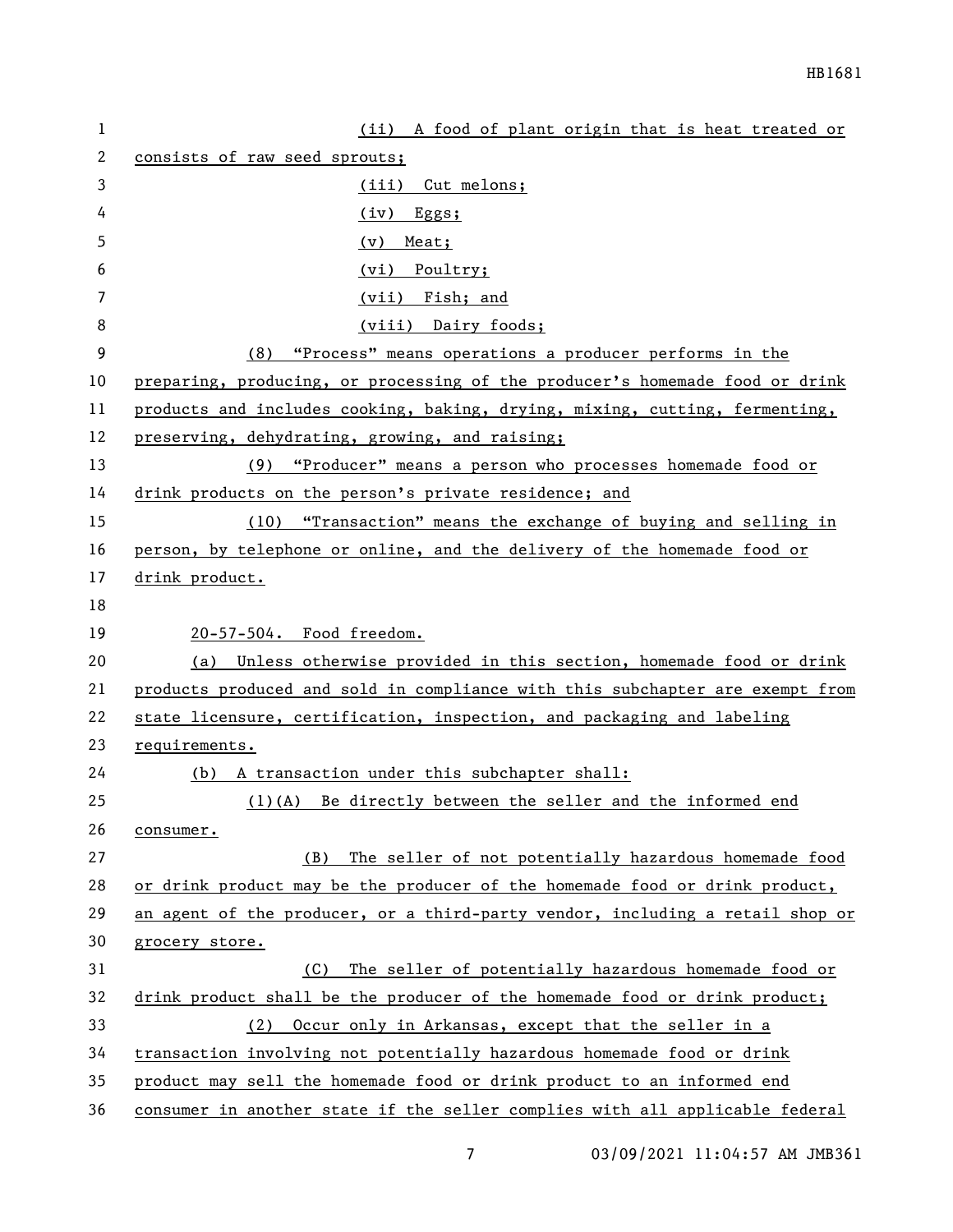(ii) A food of plant origin that is heat treated or consists of raw seed sprouts;

(iii) Cut melons;

(iv) Eggs;

(v) Meat;

(vi) Poultry;

(vii) Fish; and

(viii) Dairy foods;

(8) "Process" means operations a producer performs in the preparing, producing, or processing of the producer's homemade food or drink products and includes cooking, baking, drying, mixing, cutting, fermenting, preserving, dehydrating, growing, and raising;

(9) "Producer" means a person who processes homemade food or drink products on the person's private residence; and

(10) "Transaction" means the exchange of buying and selling in person, by telephone or online, and the delivery of the homemade food or drink product.

20-57-504. Food freedom.

(a) Unless otherwise provided in this section, homemade food or drink products produced and sold in compliance with this subchapter are exempt from state licensure, certification, inspection, and packaging and labeling requirements.

(b) A transaction under this subchapter shall:

(1)(A) Be directly between the seller and the informed end consumer.

(B) The seller of not potentially hazardous homemade food or drink product may be the producer of the homemade food or drink product, an agent of the producer, or a third-party vendor, including a retail shop or grocery store.

(C) The seller of potentially hazardous homemade food or drink product shall be the producer of the homemade food or drink product;

(2) Occur only in Arkansas, except that the seller in a transaction involving not potentially hazardous homemade food or drink product may sell the homemade food or drink product to an informed end consumer in another state if the seller complies with all applicable federal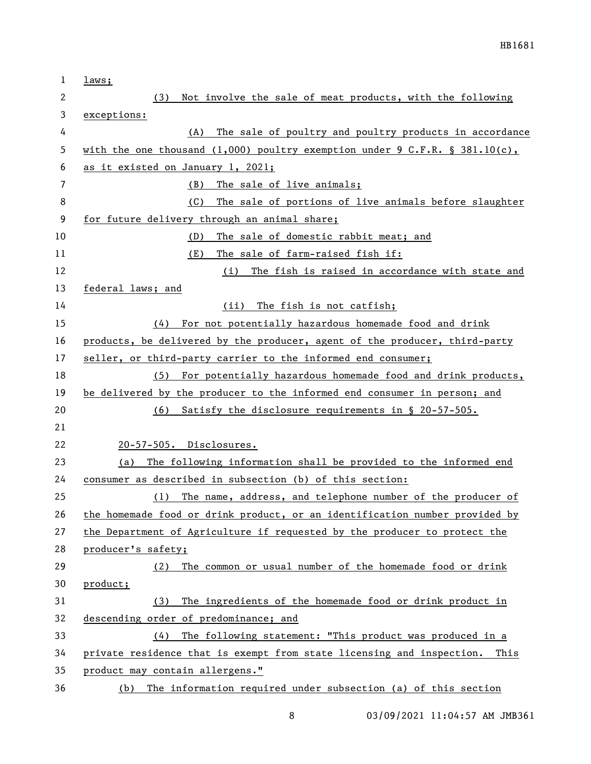laws;

(3) Not involve the sale of meat products, with the following exceptions:

(A) The sale of poultry and poultry products in accordance with the one thousand (1,000) poultry exemption under 9 C.F.R. § 381.10(c), as it existed on January 1, 2021;

(B) The sale of live animals;

(C) The sale of portions of live animals before slaughter for future delivery through an animal share;

(D) The sale of domestic rabbit meat; and

(E) The sale of farm-raised fish if:

(i) The fish is raised in accordance with state and federal laws; and

(ii) The fish is not catfish;

(4) For not potentially hazardous homemade food and drink products, be delivered by the producer, agent of the producer, third-party seller, or third-party carrier to the informed end consumer;

(5) For potentially hazardous homemade food and drink products, be delivered by the producer to the informed end consumer in person; and

(6) Satisfy the disclosure requirements in § 20-57-505.

20-57-505. Disclosures.

(a) The following information shall be provided to the informed end consumer as described in subsection (b) of this section:

(1) The name, address, and telephone number of the producer of the homemade food or drink product, or an identification number provided by the Department of Agriculture if requested by the producer to protect the producer's safety;

(2) The common or usual number of the homemade food or drink product;

(3) The ingredients of the homemade food or drink product in descending order of predominance; and

(4) The following statement: "This product was produced in a private residence that is exempt from state licensing and inspection. This product may contain allergens."

(b) The information required under subsection (a) of this section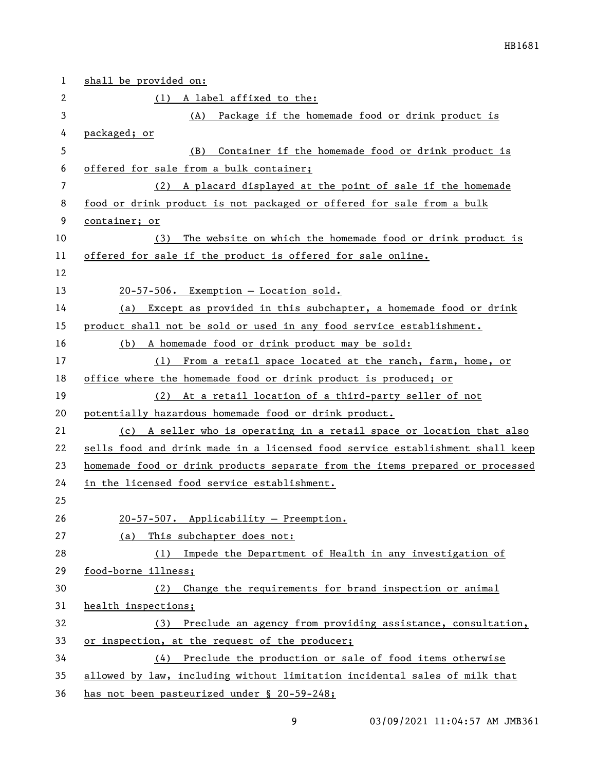shall be provided on:

(1) A label affixed to the:

(A) Package if the homemade food or drink product is packaged; or

(B) Container if the homemade food or drink product is offered for sale from a bulk container;

(2) A placard displayed at the point of sale if the homemade food or drink product is not packaged or offered for sale from a bulk container; or

(3) The website on which the homemade food or drink product is offered for sale if the product is offered for sale online.

20-57-506. Exemption — Location sold.

(a) Except as provided in this subchapter, a homemade food or drink product shall not be sold or used in any food service establishment.

(b) A homemade food or drink product may be sold:

(1) From a retail space located at the ranch, farm, home, or office where the homemade food or drink product is produced; or

(2) At a retail location of a third-party seller of not potentially hazardous homemade food or drink product.

(c) A seller who is operating in a retail space or location that also sells food and drink made in a licensed food service establishment shall keep homemade food or drink products separate from the items prepared or processed in the licensed food service establishment.

20-57-507. Applicability — Preemption.

(a) This subchapter does not:

(1) Impede the Department of Health in any investigation of food-borne illness;

(2) Change the requirements for brand inspection or animal health inspections;

(3) Preclude an agency from providing assistance, consultation, or inspection, at the request of the producer;

(4) Preclude the production or sale of food items otherwise allowed by law, including without limitation incidental sales of milk that has not been pasteurized under § 20-59-248;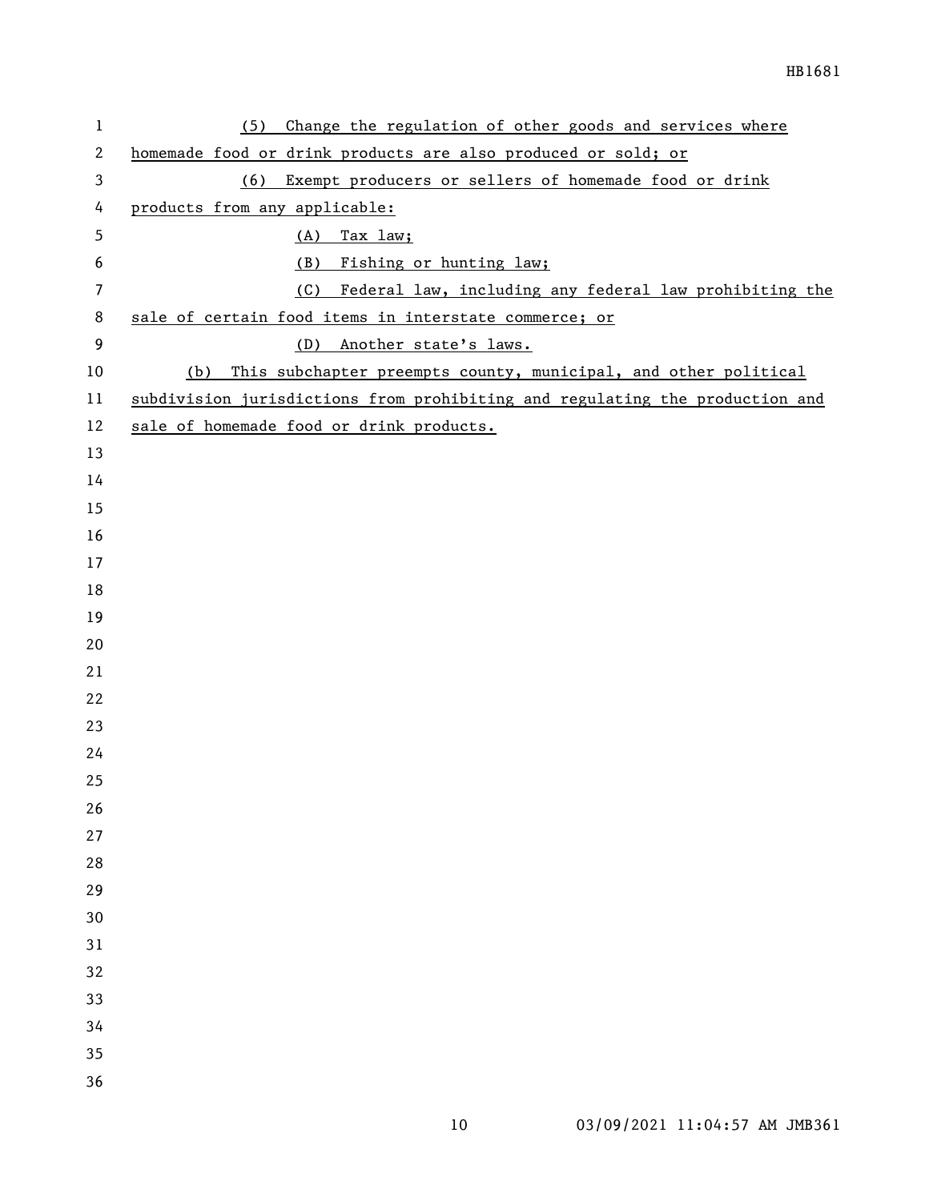(5) Change the regulation of other goods and services where homemade food or drink products are also produced or sold; or

(6) Exempt producers or sellers of homemade food or drink products from any applicable:

(A) Tax law;

(B) Fishing or hunting law;

(C) Federal law, including any federal law prohibiting the sale of certain food items in interstate commerce; or

(D) Another state's laws.

(b) This subchapter preempts county, municipal, and other political subdivision jurisdictions from prohibiting and regulating the production and sale of homemade food or drink products.